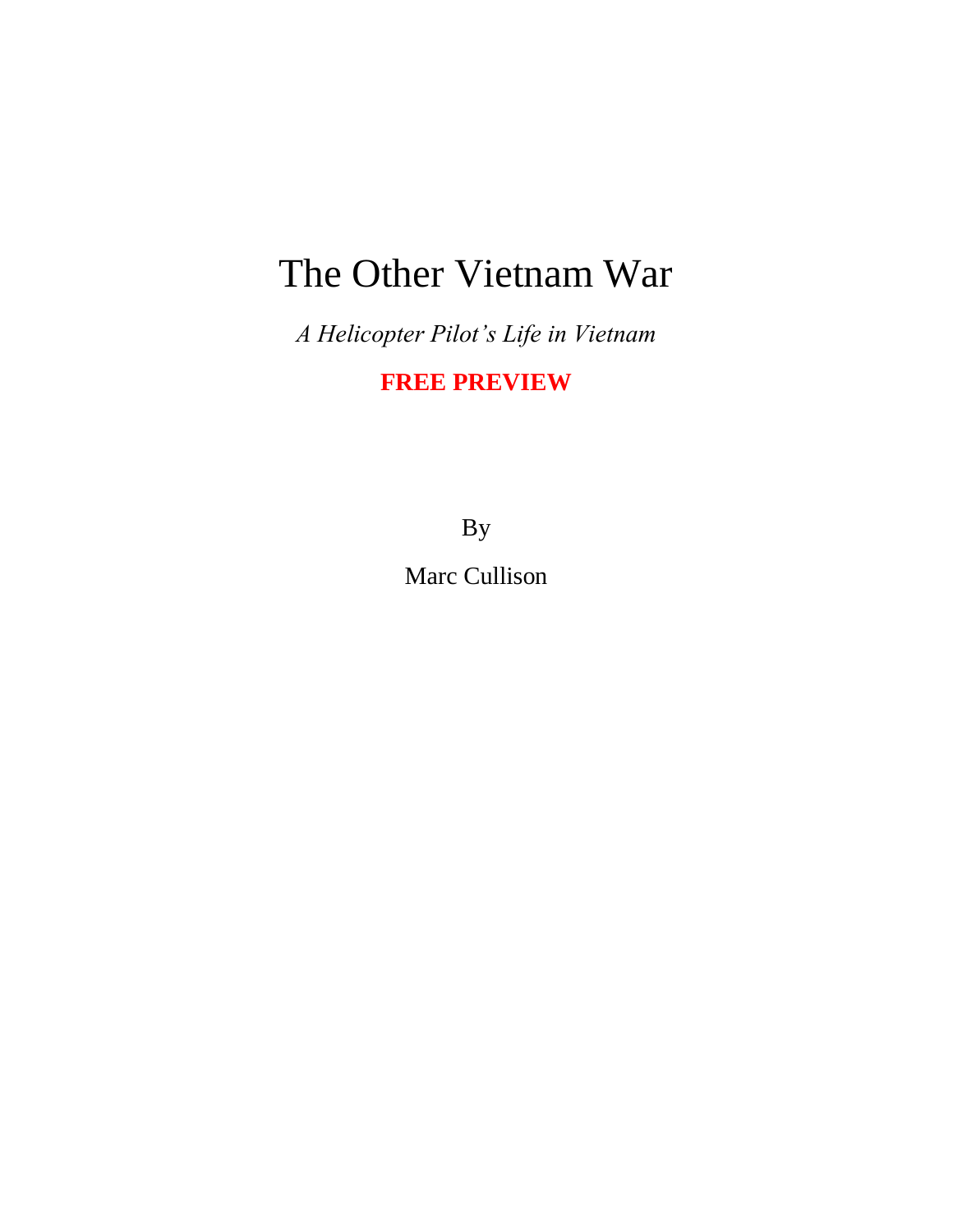# The Other Vietnam War

*A Helicopter Pilot's Life in Vietnam*

**FREE PREVIEW**

By

Marc Cullison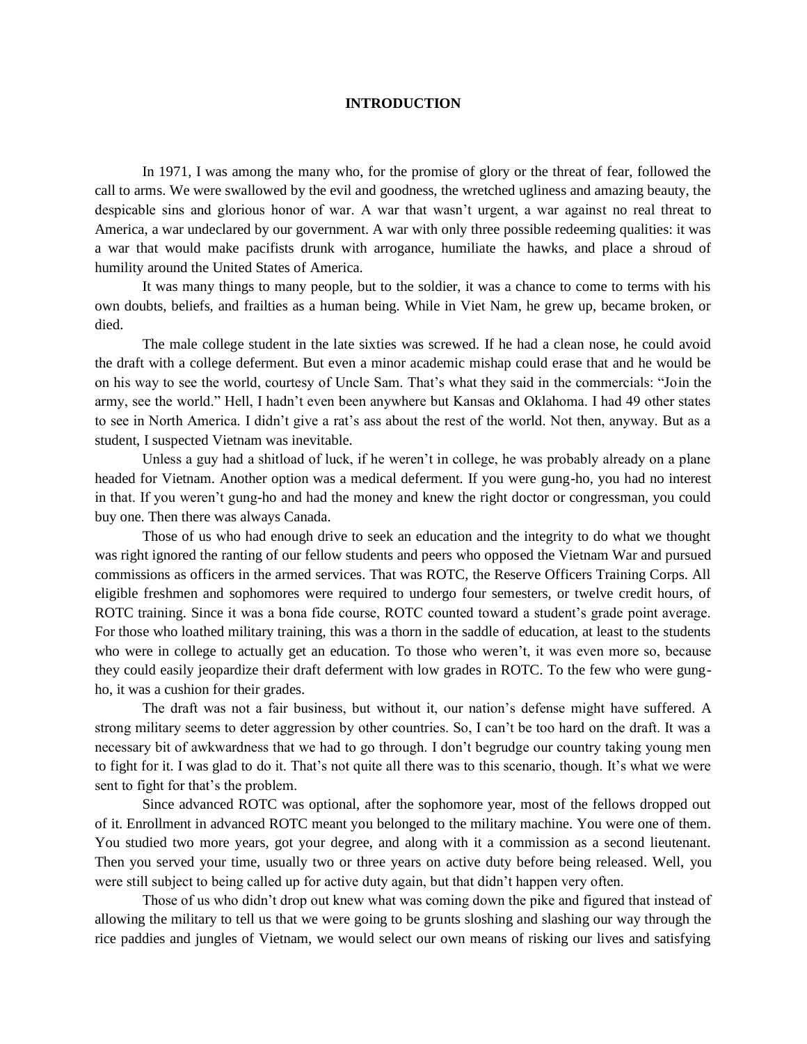# INTRODUCTION

In 1971, I was among the many who, for the promise of glory or the threat of fear, followed the call to arms. We were swallowed by the evil and goodness, the wretched ugliness and amazing beauty, the despicable sins and glorious honor of war. A war that wasn't urgent, a war against no real threat to America, a war undeclared by our government. A war with only three possible redeeming qualities: it was a war that would make pacifists drunk with arrogance, humiliate the hawks, and place a shroud of humility around the United States of America.

It was many things to many people, but to the soldier, it was a chance to come to terms with his own doubts, beliefs, and frailties as a human being. While in Viet Nam, he grew up, became broken, or died.

The male college student in the late sixties was screwed. If he had a clean nose, he could avoid the draft with a college deferment. But even a minor academic mishap could erase that and he would be on his way to see the world, courtesy of Uncle Sam. That's what they said in the commercials: "Join the army, see the world." Hell, I hadn't even been anywhere but Kansas and Oklahoma. I had 49 other states to see in North America. I didn't give a rat's ass about the rest of the world. Not then, anyway. But as a student, I suspected Vietnam was inevitable.

Unless a guy had a shitload of luck, if he weren't in college, he was probably already on a plane headed for Vietnam. Another option was a medical deferment. If you were gung-ho, you had no interest in that. If you weren't gung-ho and had the money and knew the right doctor or congressman, you could buy one. Then there was always Canada.

Those of us who had enough drive to seek an education and the integrity to do what we thought was right ignored the ranting of our fellow students and peers who opposed the Vietnam War and pursued commissions as officers in the armed services. That was ROTC, the Reserve Officers Training Corps. All eligible freshmen and sophomores were required to undergo four semesters, or twelve credit hours, of ROTC training. Since it was a bona fide course, ROTC counted toward a student's grade point average. For those who loathed military training, this was a thorn in the saddle of education, at least to the students who were in college to actually get an education. To those who weren't, it was even more so, because they could easily jeopardize their draft deferment with low grades in ROTC. To the few who were gung-ho, it was a cushion for their grades.

The draft was not a fair business, but without it, our nation's defense might have suffered. A strong military seems to deter aggression by other countries. So, I can't be too hard on the draft. It was a necessary bit of awkwardness that we had to go through. I don't begrudge our country taking young men to fight for it. I was glad to do it. That's not quite all there was to this scenario, though. It's what we were sent to fight for that's the problem.

Since advanced ROTC was optional, after the sophomore year, most of the fellows dropped out of it. Enrollment in advanced ROTC meant you belonged to the military machine. You were one of them. You studied two more years, got your degree, and along with it a commission as a second lieutenant. Then you served your time, usually two or three years on active duty before being released. Well, you were still subject to being called up for active duty again, but that didn't happen very often.

Those of us who didn't drop out knew what was coming down the pike and figured that instead of allowing the military to tell us that we were going to be grunts sloshing and slashing our way through the rice paddies and jungles of Vietnam, we would select our own means of risking our lives and satisfying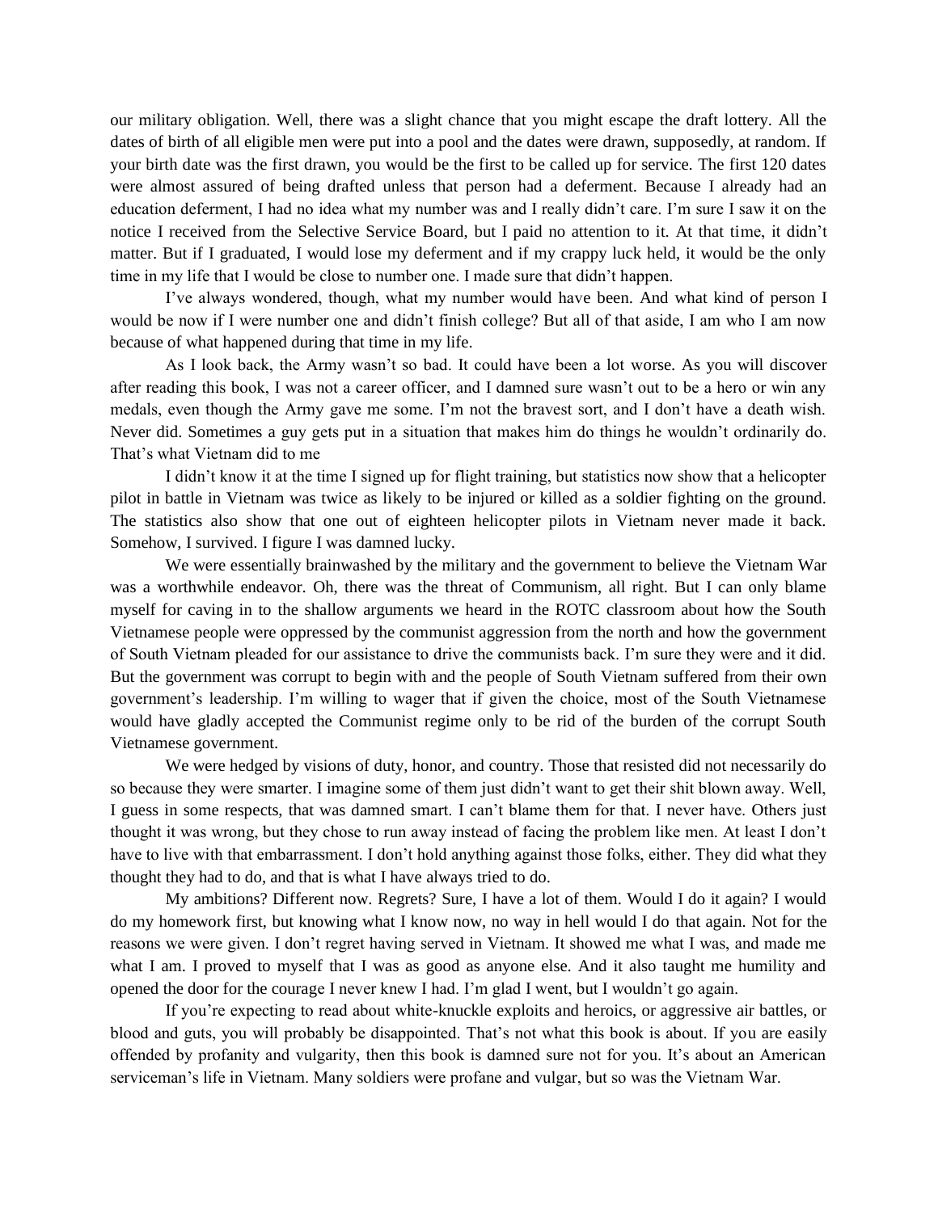our military obligation. Well, there was a slight chance that you might escape the draft lottery. All the dates of birth of all eligible men were put into a pool and the dates were drawn, supposedly, at random. If your birth date was the first drawn, you would be the first to be called up for service. The first 120 dates were almost assured of being drafted unless that person had a deferment. Because I already had an education deferment, I had no idea what my number was and I really didn't care. I'm sure I saw it on the notice I received from the Selective Service Board, but I paid no attention to it. At that time, it didn't matter. But if I graduated, I would lose my deferment and if my crappy luck held, it would be the only time in my life that I would be close to number one. I made sure that didn't happen.

I've always wondered, though, what my number would have been. And what kind of person I would be now if I were number one and didn't finish college? But all of that aside, I am who I am now because of what happened during that time in my life.

As I look back, the Army wasn't so bad. It could have been a lot worse. As you will discover after reading this book, I was not a career officer, and I damned sure wasn't out to be a hero or win any medals, even though the Army gave me some. I'm not the bravest sort, and I don't have a death wish. Never did. Sometimes a guy gets put in a situation that makes him do things he wouldn't ordinarily do. That's what Vietnam did to me

I didn't know it at the time I signed up for flight training, but statistics now show that a helicopter pilot in battle in Vietnam was twice as likely to be injured or killed as a soldier fighting on the ground. The statistics also show that one out of eighteen helicopter pilots in Vietnam never made it back. Somehow, I survived. I figure I was damned lucky.

We were essentially brainwashed by the military and the government to believe the Vietnam War was a worthwhile endeavor. Oh, there was the threat of Communism, all right. But I can only blame myself for caving in to the shallow arguments we heard in the ROTC classroom about how the South Vietnamese people were oppressed by the communist aggression from the north and how the government of South Vietnam pleaded for our assistance to drive the communists back. I'm sure they were and it did. But the government was corrupt to begin with and the people of South Vietnam suffered from their own government's leadership. I'm willing to wager that if given the choice, most of the South Vietnamese would have gladly accepted the Communist regime only to be rid of the burden of the corrupt South Vietnamese government.

We were hedged by visions of duty, honor, and country. Those that resisted did not necessarily do so because they were smarter. I imagine some of them just didn't want to get their shit blown away. Well, I guess in some respects, that was damned smart. I can't blame them for that. I never have. Others just thought it was wrong, but they chose to run away instead of facing the problem like men. At least I don't have to live with that embarrassment. I don't hold anything against those folks, either. They did what they thought they had to do, and that is what I have always tried to do.

My ambitions? Different now. Regrets? Sure, I have a lot of them. Would I do it again? I would do my homework first, but knowing what I know now, no way in hell would I do that again. Not for the reasons we were given. I don't regret having served in Vietnam. It showed me what I was, and made me what I am. I proved to myself that I was as good as anyone else. And it also taught me humility and opened the door for the courage I never knew I had. I'm glad I went, but I wouldn't go again.

If you're expecting to read about white-knuckle exploits and heroics, or aggressive air battles, or blood and guts, you will probably be disappointed. That's not what this book is about. If you are easily offended by profanity and vulgarity, then this book is damned sure not for you. It's about an American serviceman's life in Vietnam. Many soldiers were profane and vulgar, but so was the Vietnam War.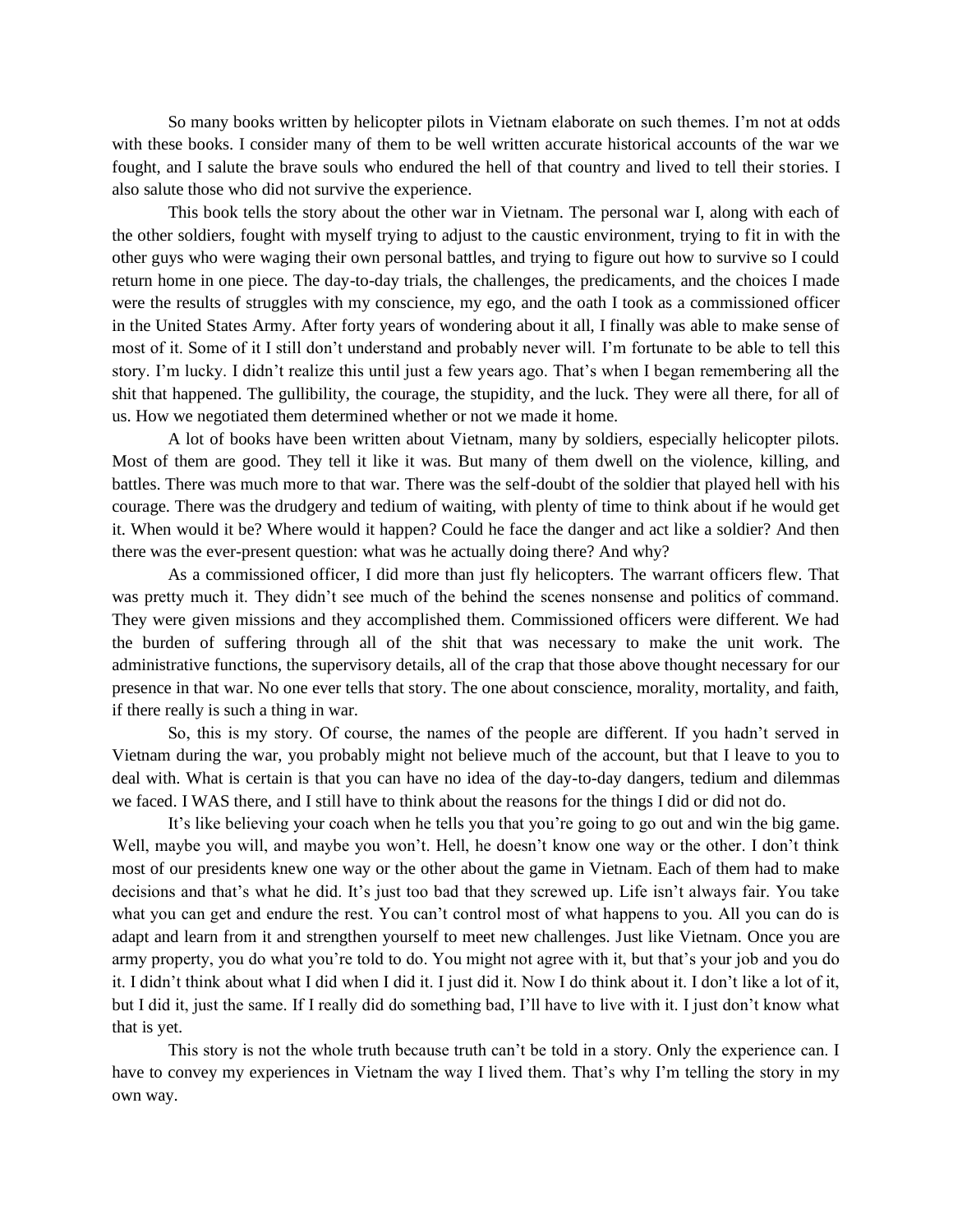So many books written by helicopter pilots in Vietnam elaborate on such themes. I'm not at odds with these books. I consider many of them to be well written accurate historical accounts of the war we fought, and I salute the brave souls who endured the hell of that country and lived to tell their stories. I also salute those who did not survive the experience.

This book tells the story about the other war in Vietnam. The personal war I, along with each of the other soldiers, fought with myself trying to adjust to the caustic environment, trying to fit in with the other guys who were waging their own personal battles, and trying to figure out how to survive so I could return home in one piece. The day-to-day trials, the challenges, the predicaments, and the choices I made were the results of struggles with my conscience, my ego, and the oath I took as a commissioned officer in the United States Army. After forty years of wondering about it all, I finally was able to make sense of most of it. Some of it I still don't understand and probably never will. I'm fortunate to be able to tell this story. I'm lucky. I didn't realize this until just a few years ago. That's when I began remembering all the shit that happened. The gullibility, the courage, the stupidity, and the luck. They were all there, for all of us. How we negotiated them determined whether or not we made it home.

A lot of books have been written about Vietnam, many by soldiers, especially helicopter pilots. Most of them are good. They tell it like it was. But many of them dwell on the violence, killing, and battles. There was much more to that war. There was the self-doubt of the soldier that played hell with his courage. There was the drudgery and tedium of waiting, with plenty of time to think about if he would get it. When would it be? Where would it happen? Could he face the danger and act like a soldier? And then there was the ever-present question: what was he actually doing there? And why?

As a commissioned officer, I did more than just fly helicopters. The warrant officers flew. That was pretty much it. They didn't see much of the behind the scenes nonsense and politics of command. They were given missions and they accomplished them. Commissioned officers were different. We had the burden of suffering through all of the shit that was necessary to make the unit work. The administrative functions, the supervisory details, all of the crap that those above thought necessary for our presence in that war. No one ever tells that story. The one about conscience, morality, mortality, and faith, if there really is such a thing in war.

So, this is my story. Of course, the names of the people are different. If you hadn't served in Vietnam during the war, you probably might not believe much of the account, but that I leave to you to deal with. What is certain is that you can have no idea of the day-to-day dangers, tedium and dilemmas we faced. I WAS there, and I still have to think about the reasons for the things I did or did not do.

It's like believing your coach when he tells you that you're going to go out and win the big game. Well, maybe you will, and maybe you won't. Hell, he doesn't know one way or the other. I don't think most of our presidents knew one way or the other about the game in Vietnam. Each of them had to make decisions and that's what he did. It's just too bad that they screwed up. Life isn't always fair. You take what you can get and endure the rest. You can't control most of what happens to you. All you can do is adapt and learn from it and strengthen yourself to meet new challenges. Just like Vietnam. Once you are army property, you do what you're told to do. You might not agree with it, but that's your job and you do it. I didn't think about what I did when I did it. I just did it. Now I do think about it. I don't like a lot of it, but I did it, just the same. If I really did do something bad, I'll have to live with it. I just don't know what that is yet.

This story is not the whole truth because truth can't be told in a story. Only the experience can. I have to convey my experiences in Vietnam the way I lived them. That's why I'm telling the story in my own way.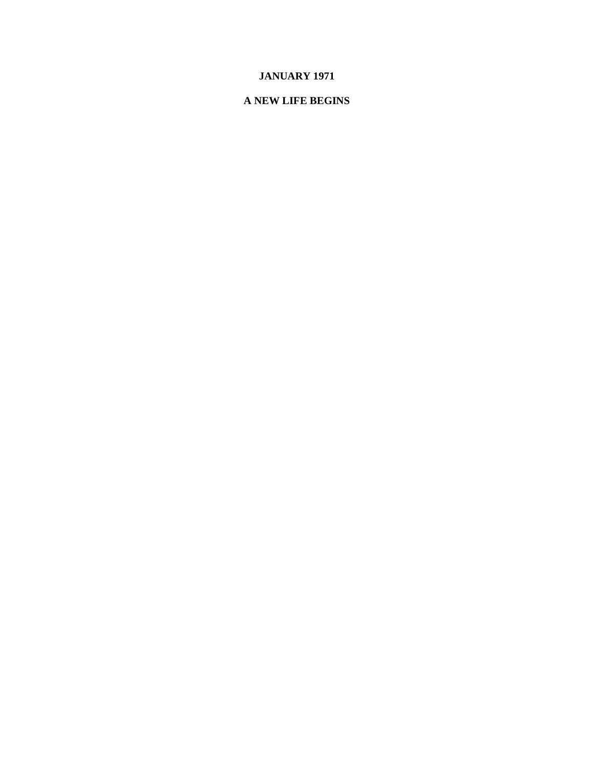# JANUARY 1971

## A NEW LIFE BEGINS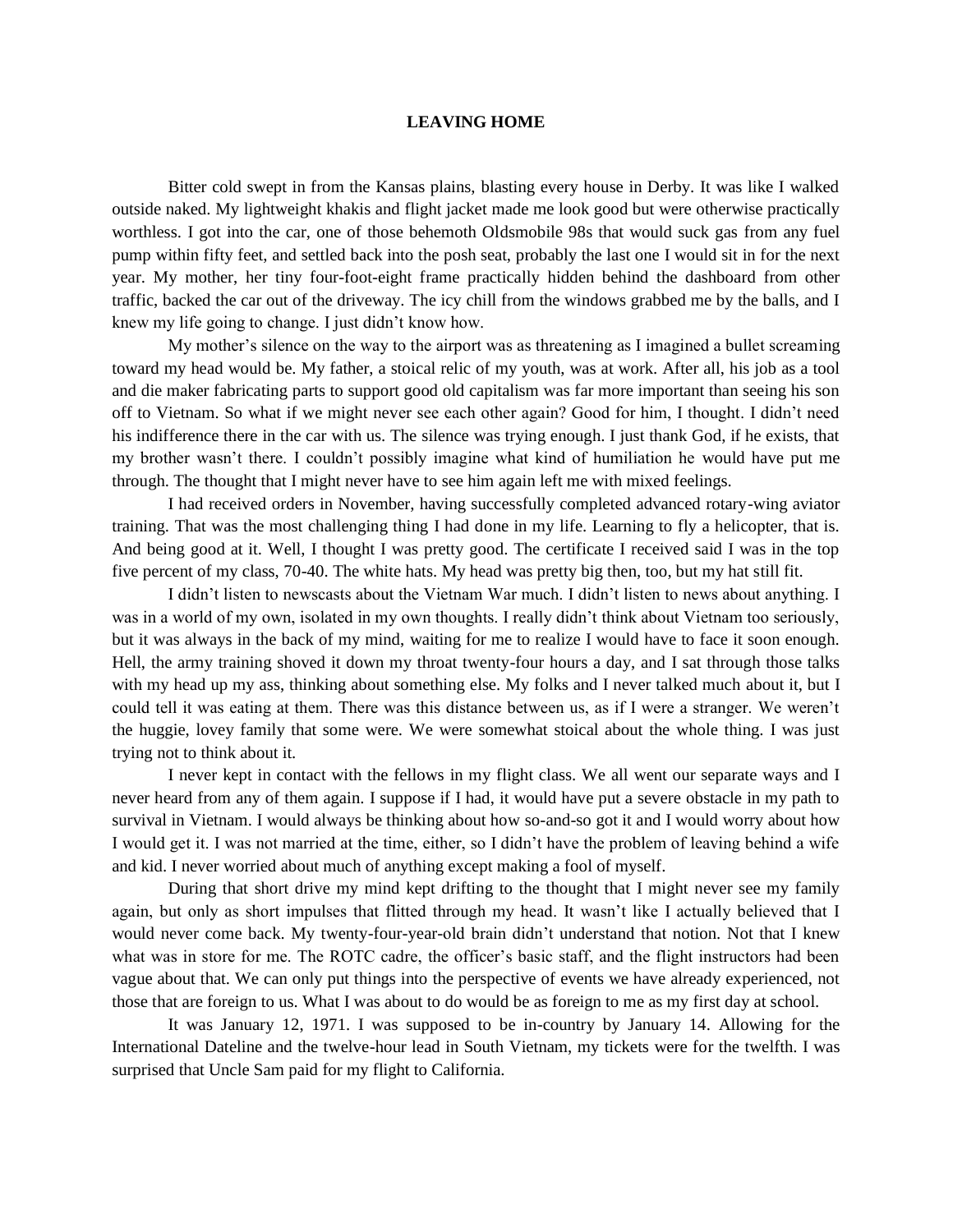# LEAVING HOME

Bitter cold swept in from the Kansas plains, blasting every house in Derby. It was like I walked outside naked. My lightweight khakis and flight jacket made me look good but were otherwise practically worthless. I got into the car, one of those behemoth Oldsmobile 98s that would suck gas from any fuel pump within fifty feet, and settled back into the posh seat, probably the last one I would sit in for the next year. My mother, her tiny four-foot-eight frame practically hidden behind the dashboard from other traffic, backed the car out of the driveway. The icy chill from the windows grabbed me by the balls, and I knew my life going to change. I just didn't know how.

My mother's silence on the way to the airport was as threatening as I imagined a bullet screaming toward my head would be. My father, a stoical relic of my youth, was at work. After all, his job as a tool and die maker fabricating parts to support good old capitalism was far more important than seeing his son off to Vietnam. So what if we might never see each other again? Good for him, I thought. I didn't need his indifference there in the car with us. The silence was trying enough. I just thank God, if he exists, that my brother wasn't there. I couldn't possibly imagine what kind of humiliation he would have put me through. The thought that I might never have to see him again left me with mixed feelings.

I had received orders in November, having successfully completed advanced rotary-wing aviator training. That was the most challenging thing I had done in my life. Learning to fly a helicopter, that is. And being good at it. Well, I thought I was pretty good. The certificate I received said I was in the top five percent of my class, 70-40. The white hats. My head was pretty big then, too, but my hat still fit.

I didn't listen to newscasts about the Vietnam War much. I didn't listen to news about anything. I was in a world of my own, isolated in my own thoughts. I really didn't think about Vietnam too seriously, but it was always in the back of my mind, waiting for me to realize I would have to face it soon enough. Hell, the army training shoved it down my throat twenty-four hours a day, and I sat through those talks with my head up my ass, thinking about something else. My folks and I never talked much about it, but I could tell it was eating at them. There was this distance between us, as if I were a stranger. We weren't the huggie, lovey family that some were. We were somewhat stoical about the whole thing. I was just trying not to think about it.

I never kept in contact with the fellows in my flight class. We all went our separate ways and I never heard from any of them again. I suppose if I had, it would have put a severe obstacle in my path to survival in Vietnam. I would always be thinking about how so-and-so got it and I would worry about how I would get it. I was not married at the time, either, so I didn't have the problem of leaving behind a wife and kid. I never worried about much of anything except making a fool of myself.

During that short drive my mind kept drifting to the thought that I might never see my family again, but only as short impulses that flitted through my head. It wasn't like I actually believed that I would never come back. My twenty-four-year-old brain didn't understand that notion. Not that I knew what was in store for me. The ROTC cadre, the officer's basic staff, and the flight instructors had been vague about that. We can only put things into the perspective of events we have already experienced, not those that are foreign to us. What I was about to do would be as foreign to me as my first day at school.

It was January 12, 1971. I was supposed to be in-country by January 14. Allowing for the International Dateline and the twelve-hour lead in South Vietnam, my tickets were for the twelfth. I was surprised that Uncle Sam paid for my flight to California.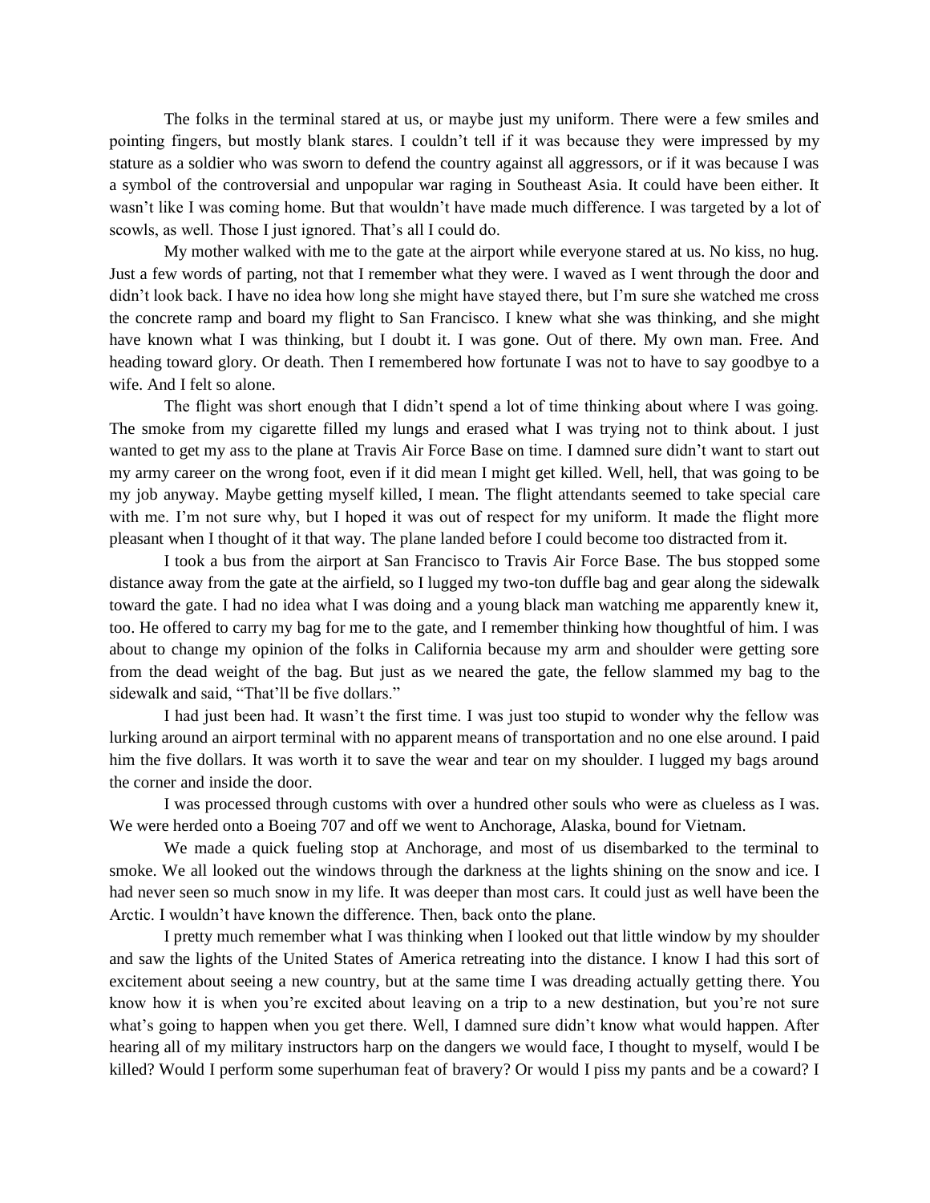The folks in the terminal stared at us, or maybe just my uniform. There were a few smiles and pointing fingers, but mostly blank stares. I couldn't tell if it was because they were impressed by my stature as a soldier who was sworn to defend the country against all aggressors, or if it was because I was a symbol of the controversial and unpopular war raging in Southeast Asia. It could have been either. It wasn't like I was coming home. But that wouldn't have made much difference. I was targeted by a lot of scowls, as well. Those I just ignored. That's all I could do.

My mother walked with me to the gate at the airport while everyone stared at us. No kiss, no hug. Just a few words of parting, not that I remember what they were. I waved as I went through the door and didn't look back. I have no idea how long she might have stayed there, but I'm sure she watched me cross the concrete ramp and board my flight to San Francisco. I knew what she was thinking, and she might have known what I was thinking, but I doubt it. I was gone. Out of there. My own man. Free. And heading toward glory. Or death. Then I remembered how fortunate I was not to have to say goodbye to a wife. And I felt so alone.

The flight was short enough that I didn't spend a lot of time thinking about where I was going. The smoke from my cigarette filled my lungs and erased what I was trying not to think about. I just wanted to get my ass to the plane at Travis Air Force Base on time. I damned sure didn't want to start out my army career on the wrong foot, even if it did mean I might get killed. Well, hell, that was going to be my job anyway. Maybe getting myself killed, I mean. The flight attendants seemed to take special care with me. I'm not sure why, but I hoped it was out of respect for my uniform. It made the flight more pleasant when I thought of it that way. The plane landed before I could become too distracted from it.

I took a bus from the airport at San Francisco to Travis Air Force Base. The bus stopped some distance away from the gate at the airfield, so I lugged my two-ton duffle bag and gear along the sidewalk toward the gate. I had no idea what I was doing and a young black man watching me apparently knew it, too. He offered to carry my bag for me to the gate, and I remember thinking how thoughtful of him. I was about to change my opinion of the folks in California because my arm and shoulder were getting sore from the dead weight of the bag. But just as we neared the gate, the fellow slammed my bag to the sidewalk and said, "That'll be five dollars."

I had just been had. It wasn't the first time. I was just too stupid to wonder why the fellow was lurking around an airport terminal with no apparent means of transportation and no one else around. I paid him the five dollars. It was worth it to save the wear and tear on my shoulder. I lugged my bags around the corner and inside the door.

I was processed through customs with over a hundred other souls who were as clueless as I was. We were herded onto a Boeing 707 and off we went to Anchorage, Alaska, bound for Vietnam.

We made a quick fueling stop at Anchorage, and most of us disembarked to the terminal to smoke. We all looked out the windows through the darkness at the lights shining on the snow and ice. I had never seen so much snow in my life. It was deeper than most cars. It could just as well have been the Arctic. I wouldn't have known the difference. Then, back onto the plane.

I pretty much remember what I was thinking when I looked out that little window by my shoulder and saw the lights of the United States of America retreating into the distance. I know I had this sort of excitement about seeing a new country, but at the same time I was dreading actually getting there. You know how it is when you're excited about leaving on a trip to a new destination, but you're not sure what's going to happen when you get there. Well, I damned sure didn't know what would happen. After hearing all of my military instructors harp on the dangers we would face, I thought to myself, would I be killed? Would I perform some superhuman feat of bravery? Or would I piss my pants and be a coward? I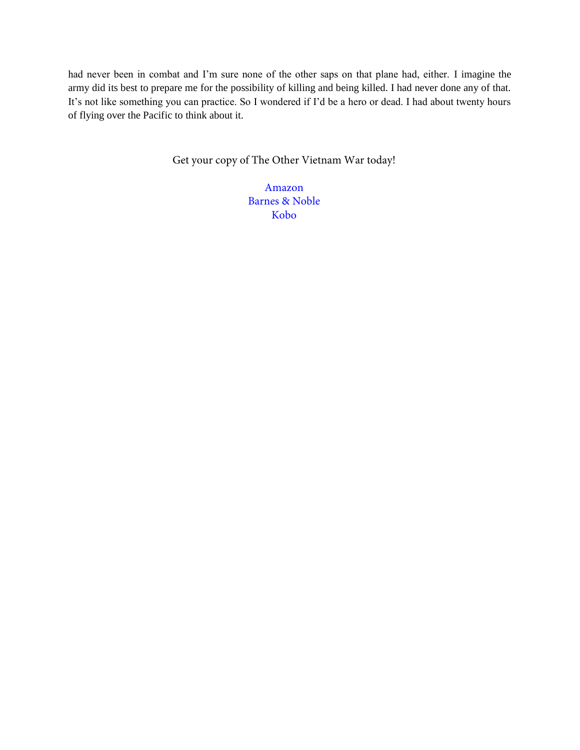had never been in combat and I'm sure none of the other saps on that plane had, either. I imagine the army did its best to prepare me for the possibility of killing and being killed. I had never done any of that. It's not like something you can practice. So I wondered if I'd be a hero or dead. I had about twenty hours of flying over the Pacific to think about it.

Get your copy of The Other Vietnam War today!

Amazon
Barnes & Noble
Kobo